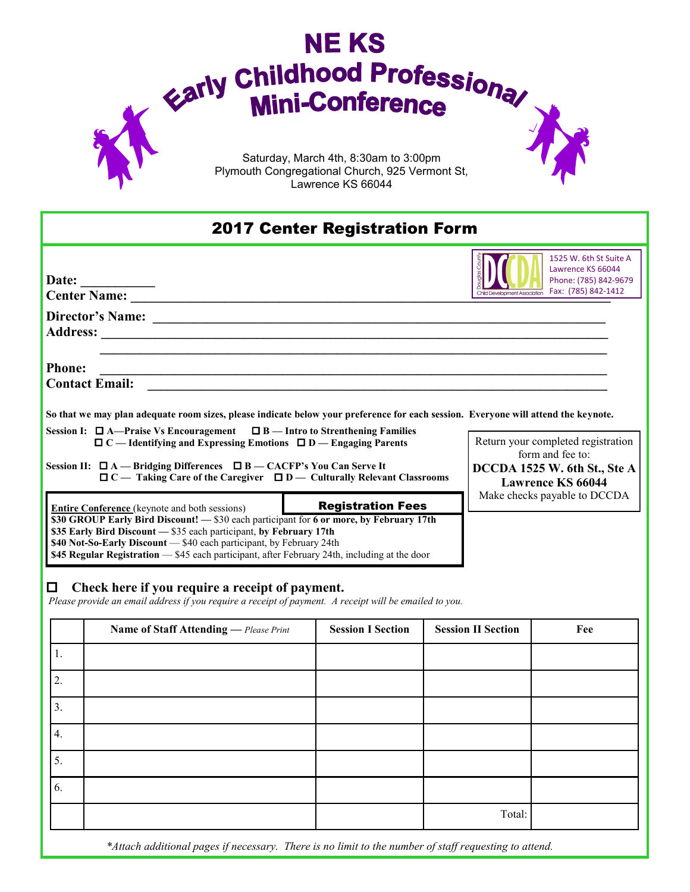# NE KS Early Childhood Professional Mini-Conference

Saturday, March 4th, 8:30am to 3:00pm
Plymouth Congregational Church, 925 Vermont St,
Lawrence KS 66044

## 2017 Center Registration Form

Douglas County Child Development Association (DCCDA)
1525 W. 6th St Suite A
Lawrence KS 66044
Phone: (785) 842-9679
Fax: (785) 842-1412

**Date:** ___________
**Center Name:** ___________________________________________

**Director's Name:** ___________________________________________
**Address:** ___________________________________________
___________________________________________

**Phone:** ___________________________________________
**Contact Email:** ___________________________________________

**So that we may plan adequate room sizes, please indicate below your preference for each session. Everyone will attend the keynote.**

**Session I:** ☐ **A—Praise Vs Encouragement** ☐ **B — Intro to Strenthening Families**
☐ **C — Identifying and Expressing Emotions** ☐ **D — Engaging Parents**

**Session II:** ☐ **A — Bridging Differences** ☐ **B — CACFP's You Can Serve It**
☐ **C — Taking Care of the Caregiver** ☐ **D — Culturally Relevant Classrooms**

Return your completed registration form and fee to:
**DCCDA 1525 W. 6th St., Ste A**
**Lawrence KS 66044**
Make checks payable to DCCDA

### Registration Fees

**Entire Conference** (keynote and both sessions)
**$30 GROUP Early Bird Discount! —** $30 each participant for **6 or more, by February 17th**
**$35 Early Bird Discount —** $35 each participant, **by February 17th**
**$40 Not-So-Early Discount** — $40 each participant, by February 24th
**$45 Regular Registration** — $45 each participant, after February 24th, including at the door

☐ **Check here if you require a receipt of payment.**
*Please provide an email address if you require a receipt of payment. A receipt will be emailed to you.*

| | Name of Staff Attending — *Please Print* | Session I Section | Session II Section | Fee |
|---|---|---|---|---|
| 1. | | | | |
| 2. | | | | |
| 3. | | | | |
| 4. | | | | |
| 5. | | | | |
| 6. | | | | |
| | | | Total: | |

*\*Attach additional pages if necessary. There is no limit to the number of staff requesting to attend.*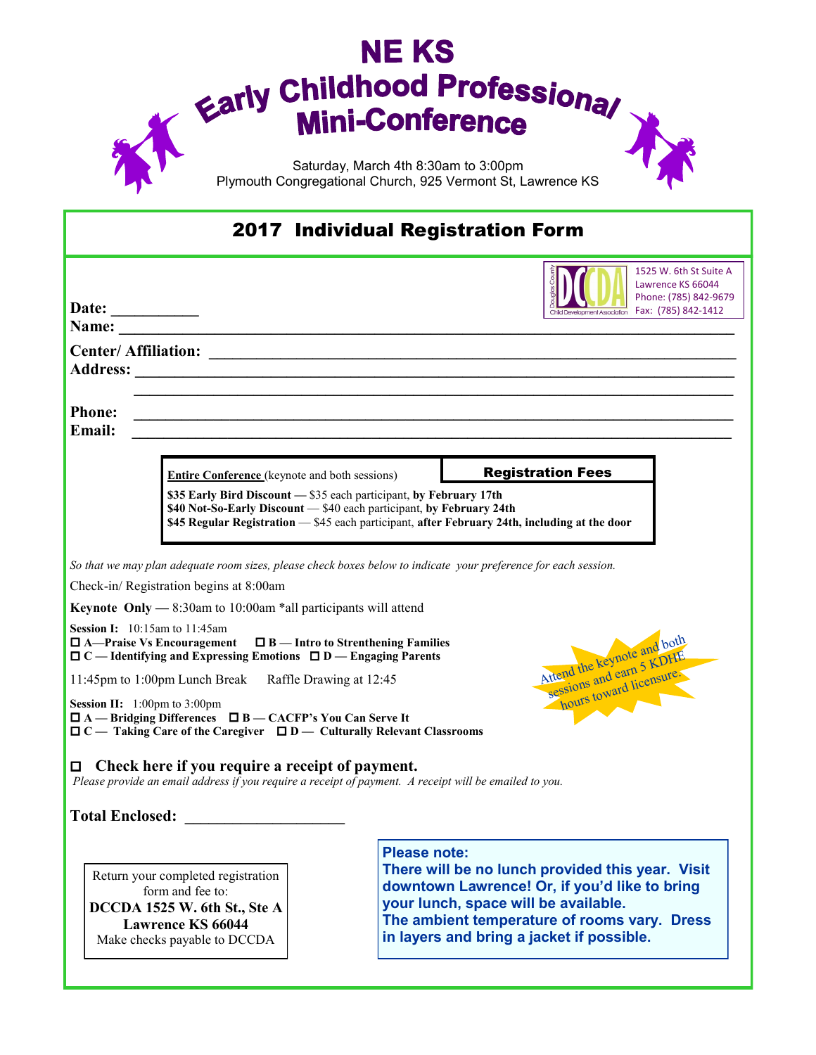# NE KS Early Childhood Professional Mini-Conference

Saturday, March 4th 8:30am to 3:00pm
Plymouth Congregational Church, 925 Vermont St, Lawrence KS

## 2017 Individual Registration Form

DCCDA Douglas County Child Development Association
1525 W. 6th St Suite A
Lawrence KS 66044
Phone: (785) 842-9679
Fax: (785) 842-1412

**Date:** ___________

**Name:** ___________________________________________

**Center/ Affiliation:** ___________________________________________

**Address:** ___________________________________________

___________________________________________

**Phone:** ___________________________________________

**Email:** ___________________________________________

**Registration Fees**

**Entire Conference** (keynote and both sessions)

**$35 Early Bird Discount —** $35 each participant, **by February 17th**
**$40 Not-So-Early Discount** — $40 each participant, **by February 24th**
**$45 Regular Registration** — $45 each participant, **after February 24th, including at the door**

*So that we may plan adequate room sizes, please check boxes below to indicate your preference for each session.*

Check-in/ Registration begins at 8:00am

**Keynote Only —** 8:30am to 10:00am *all participants will attend

**Session I:** 10:15am to 11:45am
- ☐ **A—Praise Vs Encouragement**
- ☐ **B — Intro to Strenthening Families**
- ☐ **C — Identifying and Expressing Emotions**
- ☐ **D — Engaging Parents**

11:45pm to 1:00pm Lunch Break   Raffle Drawing at 12:45

**Session II:** 1:00pm to 3:00pm
- ☐ **A — Bridging Differences**
- ☐ **B — CACFP's You Can Serve It**
- ☐ **C — Taking Care of the Caregiver**
- ☐ **D — Culturally Relevant Classrooms**

Attend the keynote and both sessions and earn 5 KDHE hours toward licensure.

☐ **Check here if you require a receipt of payment.**
*Please provide an email address if you require a receipt of payment. A receipt will be emailed to you.*

**Total Enclosed:** ____________________

Return your completed registration form and fee to:
**DCCDA 1525 W. 6th St., Ste A**
**Lawrence KS 66044**
Make checks payable to DCCDA

**Please note:**
**There will be no lunch provided this year. Visit downtown Lawrence! Or, if you'd like to bring your lunch, space will be available.**
**The ambient temperature of rooms vary. Dress in layers and bring a jacket if possible.**